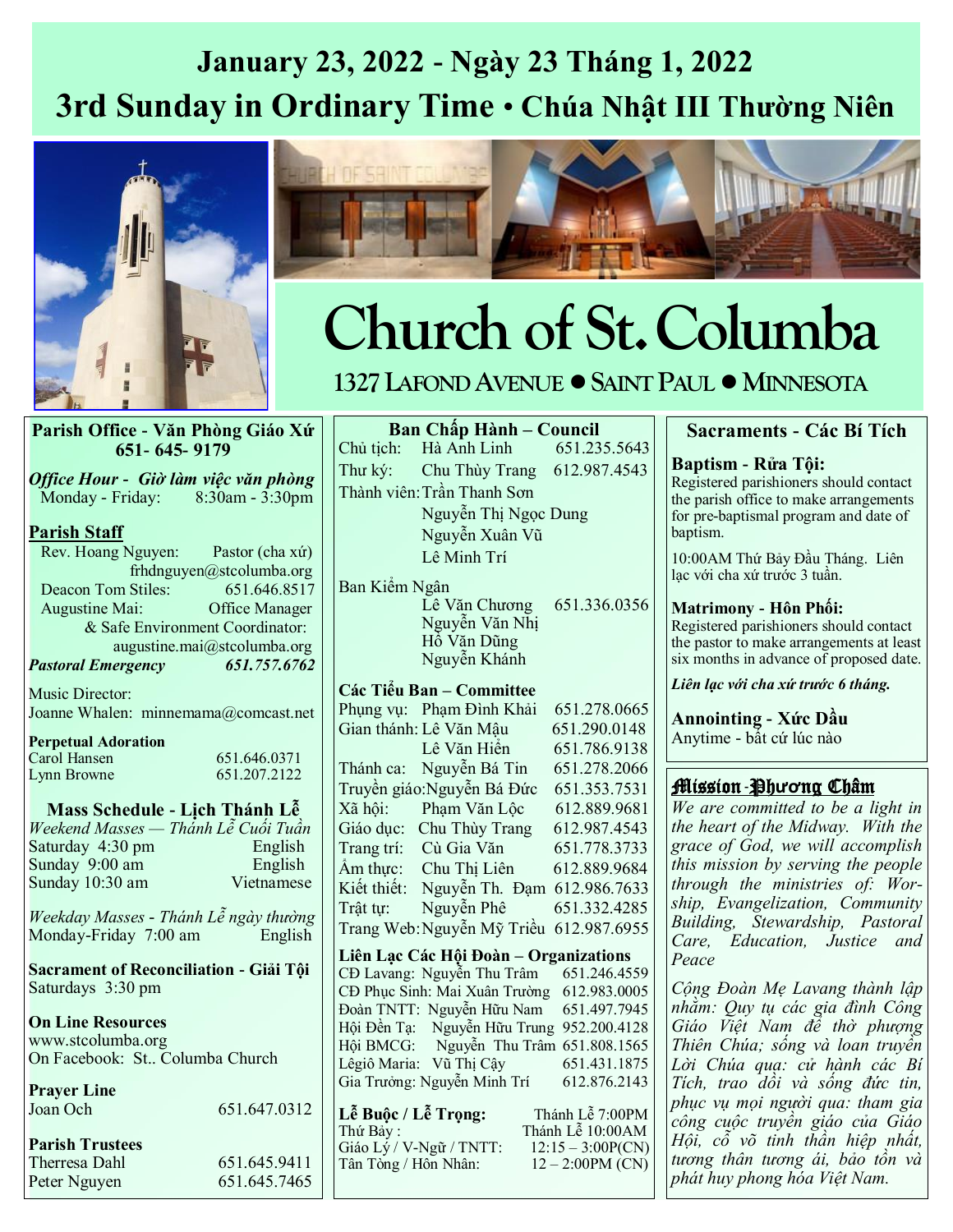# January 23, 2022 - Ngày 23 Tháng 1, 2022

## 3rd Sunday in Ordinary Time • Chúa Nhật III Thường Niên

# Church of St. Columba

**1327 Lafond Avenue ● Saint Paul ● Minnesota**

## Parish Office - Văn Phòng Giáo Xứ
**651- 645- 9179**

***Office Hour - Giờ làm việc văn phòng***
Monday - Friday: 8:30am - 3:30pm

**Parish Staff**

Rev. Hoang Nguyen: Pastor (cha xứ)
frhdnguyen@stcolumba.org
Deacon Tom Stiles: 651.646.8517
Augustine Mai: Office Manager & Safe Environment Coordinator:
augustine.mai@stcolumba.org
***Pastoral Emergency 651.757.6762***

Music Director:
Joanne Whalen: minnemama@comcast.net

**Perpetual Adoration**
Carol Hansen 651.646.0371
Lynn Browne 651.207.2122

### Mass Schedule - Lịch Thánh Lễ

*Weekend Masses — Thánh Lễ Cuối Tuần*
Saturday 4:30 pm English
Sunday 9:00 am English
Sunday 10:30 am Vietnamese

*Weekday Masses - Thánh Lễ ngày thường*
Monday-Friday 7:00 am English

**Sacrament of Reconciliation - Giải Tội**
Saturdays 3:30 pm

**On Line Resources**
www.stcolumba.org
On Facebook: St.. Columba Church

**Prayer Line**
Joan Och 651.647.0312

**Parish Trustees**
Therresa Dahl 651.645.9411
Peter Nguyen 651.645.7465

## Ban Chấp Hành – Council

Chủ tịch: Hà Anh Linh 651.235.5643
Thư ký: Chu Thùy Trang 612.987.4543
Thành viên: Trần Thanh Sơn
Nguyễn Thị Ngọc Dung
Nguyễn Xuân Vũ
Lê Minh Trí

Ban Kiểm Ngân
Lê Văn Chương 651.336.0356
Nguyễn Văn Nhị
Hồ Văn Dũng
Nguyễn Khánh

**Các Tiểu Ban – Committee**

Phụng vụ: Phạm Đình Khải 651.278.0665
Gian thánh: Lê Văn Mậu 651.290.0148
Lê Văn Hiền 651.786.9138
Thánh ca: Nguyễn Bá Tin 651.278.2066
Truyền giáo: Nguyễn Bá Đức 651.353.7531
Xã hội: Phạm Văn Lộc 612.889.9681
Giáo dục: Chu Thùy Trang 612.987.4543
Trang trí: Cù Gia Văn 651.778.3733
Ẩm thực: Chu Thị Liên 612.889.9684
Kiết thiết: Nguyễn Th. Đạm 612.986.7633
Trật tự: Nguyễn Phê 651.332.4285
Trang Web: Nguyễn Mỹ Triều 612.987.6955

**Liên Lạc Các Hội Đoàn – Organizations**

CĐ Lavang: Nguyễn Thu Trâm 651.246.4559
CĐ Phục Sinh: Mai Xuân Trường 612.983.0005
Đoàn TNTT: Nguyễn Hữu Nam 651.497.7945
Hội Đền Tạ: Nguyễn Hữu Trung 952.200.4128
Hội BMCG: Nguyễn Thu Trâm 651.808.1565
Lêgiô Maria: Vũ Thị Cậy 651.431.1875
Gia Trưởng: Nguyễn Minh Trí 612.876.2143

**Lễ Buộc / Lễ Trọng:** Thánh Lễ 7:00PM
Thứ Bảy : Thánh Lễ 10:00AM
Giáo Lý / V-Ngữ / TNTT: 12:15 – 3:00P(CN)
Tân Tòng / Hôn Nhân: 12 – 2:00PM (CN)

## Sacraments - Các Bí Tích

**Baptism - Rửa Tội:**
Registered parishioners should contact the parish office to make arrangements for pre-baptismal program and date of baptism.

10:00AM Thứ Bảy Đầu Tháng. Liên lạc với cha xứ trước 3 tuần.

**Matrimony - Hôn Phối:**
Registered parishioners should contact the pastor to make arrangements at least six months in advance of proposed date.

***Liên lạc với cha xứ trước 6 tháng.***

**Annointing - Xức Dầu**
Anytime - bất cứ lúc nào

## Mission - Phương Châm

*We are committed to be a light in the heart of the Midway. With the grace of God, we will accomplish this mission by serving the people through the ministries of: Worship, Evangelization, Community Building, Stewardship, Pastoral Care, Education, Justice and Peace*

*Cộng Đoàn Mẹ Lavang thành lập nhằm: Quy tụ các gia đình Công Giáo Việt Nam để thờ phượng Thiên Chúa; sống và loan truyền Lời Chúa qua: cử hành các Bí Tích, trao dồi và sống đức tin, phục vụ mọi người qua: tham gia công cuộc truyền giáo của Giáo Hội, cổ võ tinh thần hiệp nhất, tương thân tương ái, bảo tồn và phát huy phong hóa Việt Nam.*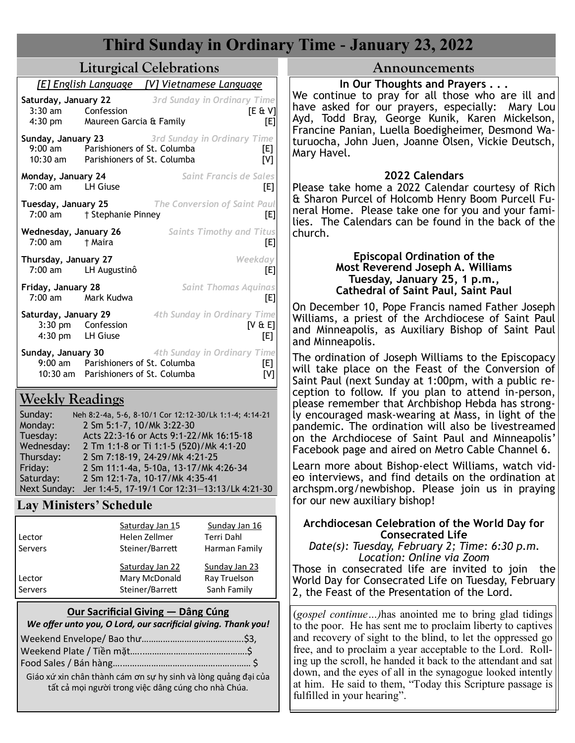# Third Sunday in Ordinary Time - January 23, 2022

## Liturgical Celebrations

*[E] English Language [V] Vietnamese Language*

**Saturday, January 22** — *3rd Sunday in Ordinary Time*
- 3:30 am Confession [E & V]
- 4:30 pm Maureen Garcia & Family [E]

**Sunday, January 23** — *3rd Sunday in Ordinary Time*
- 9:00 am Parishioners of St. Columba [E]
- 10:30 am Parishioners of St. Columba [V]

**Monday, January 24** — *Saint Francis de Sales*
- 7:00 am LH Giuse [E]

**Tuesday, January 25** — *The Conversion of Saint Paul*
- 7:00 am † Stephanie Pinney [E]

**Wednesday, January 26** — *Saints Timothy and Titus*
- 7:00 am † Maira [E]

**Thursday, January 27** — *Weekday*
- 7:00 am LH Augustinô [E]

**Friday, January 28** — *Saint Thomas Aquinas*
- 7:00 am Mark Kudwa [E]

**Saturday, January 29** — *4th Sunday in Ordinary Time*
- 3:30 pm Confession [V & E]
- 4:30 pm LH Giuse [E]

**Sunday, January 30** — *4th Sunday in Ordinary Time*
- 9:00 am Parishioners of St. Columba [E]
- 10:30 am Parishioners of St. Columba [V]

## Weekly Readings

| | |
|---|---|
| Sunday: | Neh 8:2-4a, 5-6, 8-10/1 Cor 12:12-30/Lk 1:1-4; 4:14-21 |
| Monday: | 2 Sm 5:1-7, 10/Mk 3:22-30 |
| Tuesday: | Acts 22:3-16 or Acts 9:1-22/Mk 16:15-18 |
| Wednesday: | 2 Tm 1:1-8 or Ti 1:1-5 (520)/Mk 4:1-20 |
| Thursday: | 2 Sm 7:18-19, 24-29/Mk 4:21-25 |
| Friday: | 2 Sm 11:1-4a, 5-10a, 13-17/Mk 4:26-34 |
| Saturday: | 2 Sm 12:1-7a, 10-17/Mk 4:35-41 |
| Next Sunday: | Jer 1:4-5, 17-19/1 Cor 12:31—13:13/Lk 4:21-30 |

## Lay Ministers' Schedule

| | Saturday Jan 15 | Sunday Jan 16 |
|---|---|---|
| Lector | Helen Zellmer | Terri Dahl |
| Servers | Steiner/Barrett | Harman Family |
| | **Saturday Jan 22** | **Sunday Jan 23** |
| Lector | Mary McDonald | Ray Truelson |
| Servers | Steiner/Barrett | Sanh Family |

## Our Sacrificial Giving — Dâng Cúng

***We offer unto you, O Lord, our sacrificial giving. Thank you!***

Weekend Envelope/ Bao thư……………………………………$3,
Weekend Plate / Tiền mặt….……………………………………$
Food Sales / Bán hàng………………………………………………… $

Giáo xứ xin chân thành cám ơn sự hy sinh và lòng quảng đại của tất cả mọi người trong việc dâng cúng cho nhà Chúa.

## Announcements

### In Our Thoughts and Prayers . . .

We continue to pray for all those who are ill and have asked for our prayers, especially: Mary Lou Ayd, Todd Bray, George Kunik, Karen Mickelson, Francine Panian, Luella Boedigheimer, Desmond Waturuocha, John Juen, Joanne Olsen, Vickie Deutsch, Mary Havel.

### 2022 Calendars

Please take home a 2022 Calendar courtesy of Rich & Sharon Purcel of Holcomb Henry Boom Purcell Funeral Home. Please take one for you and your families. The Calendars can be found in the back of the church.

### Episcopal Ordination of the Most Reverend Joseph A. Williams
### Tuesday, January 25, 1 p.m., Cathedral of Saint Paul, Saint Paul

On December 10, Pope Francis named Father Joseph Williams, a priest of the Archdiocese of Saint Paul and Minneapolis, as Auxiliary Bishop of Saint Paul and Minneapolis.

The ordination of Joseph Williams to the Episcopacy will take place on the Feast of the Conversion of Saint Paul (next Sunday at 1:00pm, with a public reception to follow. If you plan to attend in-person, please remember that Archbishop Hebda has strongly encouraged mask-wearing at Mass, in light of the pandemic. The ordination will also be livestreamed on the Archdiocese of Saint Paul and Minneapolis' Facebook page and aired on Metro Cable Channel 6.

Learn more about Bishop-elect Williams, watch video interviews, and find details on the ordination at archspm.org/newbishop. Please join us in praying for our new auxiliary bishop!

### Archdiocesan Celebration of the World Day for Consecrated Life

*Date(s): Tuesday, February 2; Time: 6:30 p.m.*
*Location: Online via Zoom*

Those in consecrated life are invited to join the World Day for Consecrated Life on Tuesday, February 2, the Feast of the Presentation of the Lord.

(*gospel continue…)*has anointed me to bring glad tidings to the poor. He has sent me to proclaim liberty to captives and recovery of sight to the blind, to let the oppressed go free, and to proclaim a year acceptable to the Lord. Rolling up the scroll, he handed it back to the attendant and sat down, and the eyes of all in the synagogue looked intently at him. He said to them, "Today this Scripture passage is fulfilled in your hearing".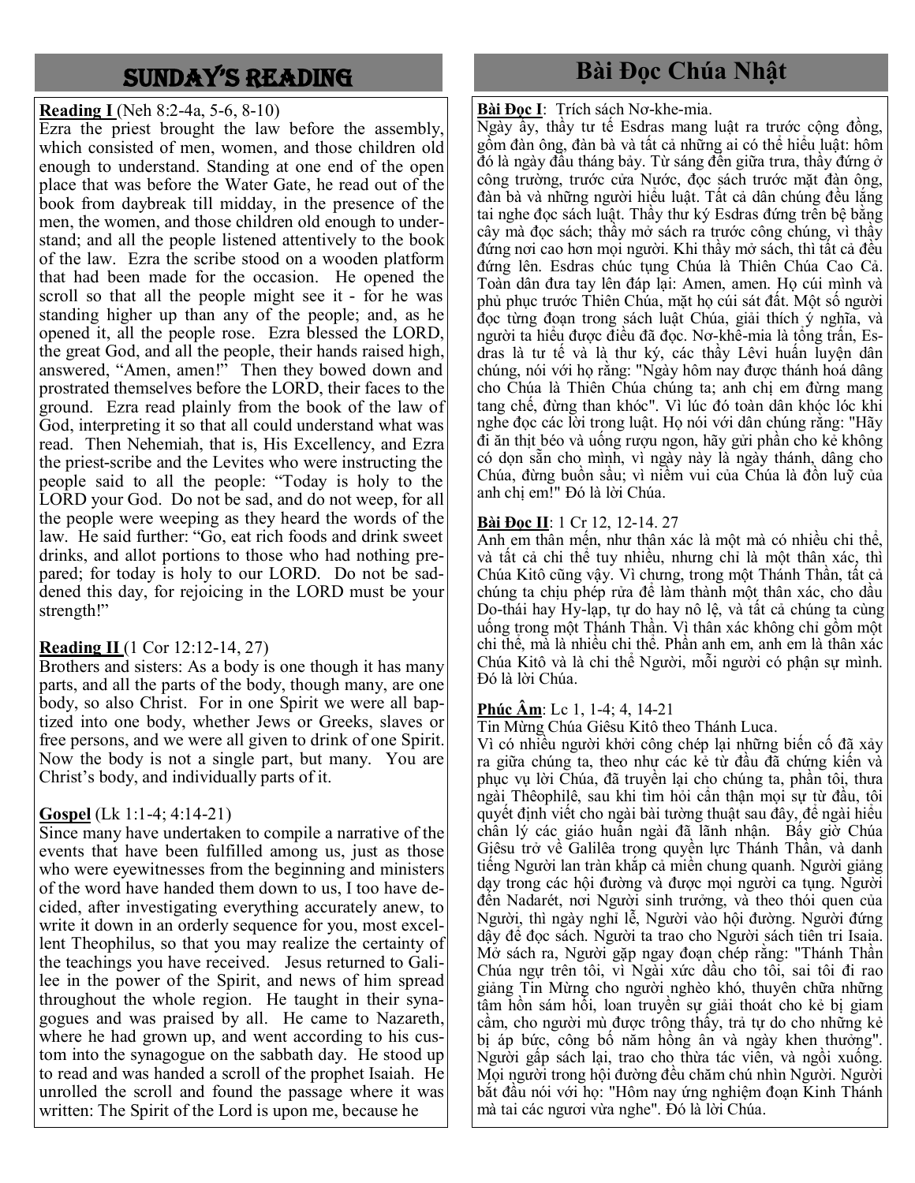# SUNDAY'S READING

**Reading I** (Neh 8:2-4a, 5-6, 8-10)

Ezra the priest brought the law before the assembly, which consisted of men, women, and those children old enough to understand. Standing at one end of the open place that was before the Water Gate, he read out of the book from daybreak till midday, in the presence of the men, the women, and those children old enough to understand; and all the people listened attentively to the book of the law. Ezra the scribe stood on a wooden platform that had been made for the occasion. He opened the scroll so that all the people might see it - for he was standing higher up than any of the people; and, as he opened it, all the people rose. Ezra blessed the LORD, the great God, and all the people, their hands raised high, answered, "Amen, amen!" Then they bowed down and prostrated themselves before the LORD, their faces to the ground. Ezra read plainly from the book of the law of God, interpreting it so that all could understand what was read. Then Nehemiah, that is, His Excellency, and Ezra the priest-scribe and the Levites who were instructing the people said to all the people: "Today is holy to the LORD your God. Do not be sad, and do not weep, for all the people were weeping as they heard the words of the law. He said further: "Go, eat rich foods and drink sweet drinks, and allot portions to those who had nothing prepared; for today is holy to our LORD. Do not be saddened this day, for rejoicing in the LORD must be your strength!"

**Reading II** (1 Cor 12:12-14, 27)

Brothers and sisters: As a body is one though it has many parts, and all the parts of the body, though many, are one body, so also Christ. For in one Spirit we were all baptized into one body, whether Jews or Greeks, slaves or free persons, and we were all given to drink of one Spirit. Now the body is not a single part, but many. You are Christ's body, and individually parts of it.

**Gospel** (Lk 1:1-4; 4:14-21)

Since many have undertaken to compile a narrative of the events that have been fulfilled among us, just as those who were eyewitnesses from the beginning and ministers of the word have handed them down to us, I too have decided, after investigating everything accurately anew, to write it down in an orderly sequence for you, most excellent Theophilus, so that you may realize the certainty of the teachings you have received. Jesus returned to Galilee in the power of the Spirit, and news of him spread throughout the whole region. He taught in their synagogues and was praised by all. He came to Nazareth, where he had grown up, and went according to his custom into the synagogue on the sabbath day. He stood up to read and was handed a scroll of the prophet Isaiah. He unrolled the scroll and found the passage where it was written: The Spirit of the Lord is upon me, because he

# Bài Đọc Chúa Nhật

**Bài Đọc I**: Trích sách Nơ-khe-mia.

Ngày ấy, thầy tư tế Esdras mang luật ra trước cộng đồng, gồm đàn ông, đàn bà và tất cả những ai có thể hiểu luật: hôm đó là ngày đầu tháng bảy. Từ sáng đến giữa trưa, thầy đứng ở công trường, trước cửa Nước, đọc sách trước mặt đàn ông, đàn bà và những người hiểu luật. Tất cả dân chúng đều lắng tai nghe đọc sách luật. Thầy thư ký Esdras đứng trên bệ bằng cây mà đọc sách; thầy mở sách ra trước công chúng, vì thầy đứng nơi cao hơn mọi người. Khi thầy mở sách, thì tất cả đều đứng lên. Esdras chúc tụng Chúa là Thiên Chúa Cao Cả. Toàn dân đưa tay lên đáp lại: Amen, amen. Họ cúi mình và phủ phục trước Thiên Chúa, mặt họ cúi sát đất. Một số người đọc từng đoạn trong sách luật Chúa, giải thích ý nghĩa, và người ta hiểu được điều đã đọc. Nơ-khê-mia là tổng trấn, Esdras là tư tế và là thư ký, các thầy Lêvi huấn luyện dân chúng, nói với họ rằng: "Ngày hôm nay được thánh hoá dâng cho Chúa là Thiên Chúa chúng ta; anh chị em đừng mang tang chế, đừng than khóc". Vì lúc đó toàn dân khóc lóc khi nghe đọc các lời trong luật. Họ nói với dân chúng rằng: "Hãy đi ăn thịt béo và uống rượu ngon, hãy gửi phần cho kẻ không có dọn sẵn cho mình, vì ngày này là ngày thánh, dâng cho Chúa, đừng buồn sầu; vì niềm vui của Chúa là đồn luỹ của anh chị em!" Đó là lời Chúa.

**Bài Đọc II**: 1 Cr 12, 12-14. 27

Anh em thân mến, như thân xác là một mà có nhiều chi thể, và tất cả chi thể tuy nhiều, nhưng chỉ là một thân xác, thì Chúa Kitô cũng vậy. Vì chưng, trong một Thánh Thần, tất cả chúng ta chịu phép rửa để làm thành một thân xác, cho dầu Do-thái hay Hy-lạp, tự do hay nô lệ, và tất cả chúng ta cùng uống trong một Thánh Thần. Vì thân xác không chỉ gồm một chi thể, mà là nhiều chi thể. Phần anh em, anh em là thân xác Chúa Kitô và là chi thể Người, mỗi người có phận sự mình. Đó là lời Chúa.

**Phúc Âm**: Lc 1, 1-4; 4, 14-21

Tin Mừng Chúa Giêsu Kitô theo Thánh Luca.

Vì có nhiều người khởi công chép lại những biến cố đã xảy ra giữa chúng ta, theo như các kẻ từ đầu đã chứng kiến và phục vụ lời Chúa, đã truyền lại cho chúng ta, phần tôi, thưa ngài Thêophilê, sau khi tìm hỏi cẩn thận mọi sự từ đầu, tôi quyết định viết cho ngài bài tường thuật sau đây, để ngài hiểu chân lý các giáo huấn ngài đã lãnh nhận. Bấy giờ Chúa Giêsu trở về Galilêa trong quyền lực Thánh Thần, và danh tiếng Người lan tràn khắp cả miền chung quanh. Người giảng dạy trong các hội đường và được mọi người ca tụng. Người đến Nadarét, nơi Người sinh trưởng, và theo thói quen của Người, thì ngày nghỉ lễ, Người vào hội đường. Người đứng dậy để đọc sách. Người ta trao cho Người sách tiên tri Isaia. Mở sách ra, Người gặp ngay đoạn chép rằng: "Thánh Thần Chúa ngự trên tôi, vì Ngài xức dầu cho tôi, sai tôi đi rao giảng Tin Mừng cho người nghèo khó, thuyên chữa những tâm hồn sám hối, loan truyền sự giải thoát cho kẻ bị giam cầm, cho người mù được trông thấy, trả tự do cho những kẻ bị áp bức, công bố năm hồng ân và ngày khen thưởng". Người gấp sách lại, trao cho thừa tác viên, và ngồi xuống. Mọi người trong hội đường đều chăm chú nhìn Người. Người bắt đầu nói với họ: "Hôm nay ứng nghiệm đoạn Kinh Thánh mà tai các ngươi vừa nghe". Đó là lời Chúa.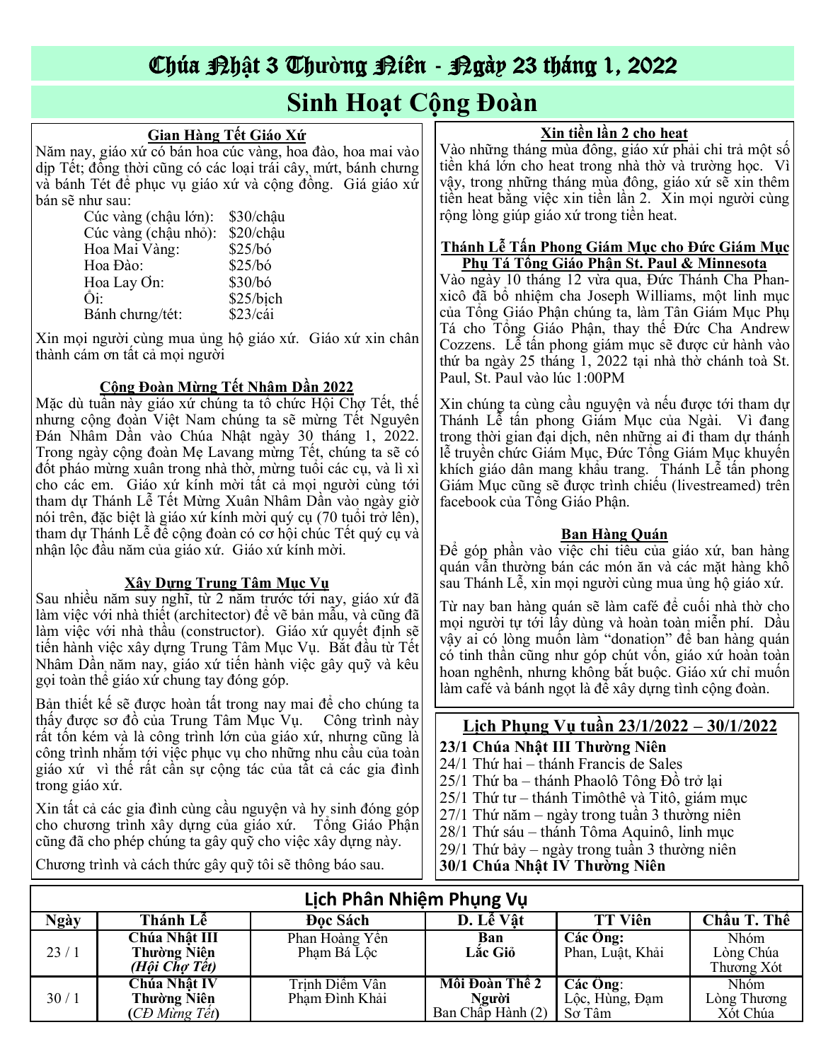# Chúa Nhật 3 Thường Niên - Ngày 23 tháng 1, 2022

# Sinh Hoạt Cộng Đoàn

### Gian Hàng Tết Giáo Xứ

Năm nay, giáo xứ có bán hoa cúc vàng, hoa đào, hoa mai vào dịp Tết; đồng thời cũng có các loại trái cây, mứt, bánh chưng và bánh Tét để phục vụ giáo xứ và cộng đồng. Giá giáo xứ bán sẽ như sau:

| | |
|---|---|
| Cúc vàng (chậu lớn): | $30/chậu |
| Cúc vàng (chậu nhỏ): | $20/chậu |
| Hoa Mai Vàng: | $25/bó |
| Hoa Đào: | $25/bó |
| Hoa Lay Ơn: | $30/bó |
| Ổi: | $25/bịch |
| Bánh chưng/tét: | $23/cái |

Xin mọi người cùng mua ủng hộ giáo xứ. Giáo xứ xin chân thành cám ơn tất cả mọi người

### Cộng Đoàn Mừng Tết Nhâm Dần 2022

Mặc dù tuần này giáo xứ chúng ta tổ chức Hội Chợ Tết, thế nhưng cộng đoàn Việt Nam chúng ta sẽ mừng Tết Nguyên Đán Nhâm Dần vào Chúa Nhật ngày 30 tháng 1, 2022. Trong ngày cộng đoàn Mẹ Lavang mừng Tết, chúng ta sẽ có đốt pháo mừng xuân trong nhà thờ, mừng tuổi các cụ, và lì xì cho các em. Giáo xứ kính mời tất cả mọi người cùng tới tham dự Thánh Lễ Tết Mừng Xuân Nhâm Dần vào ngày giờ nói trên, đặc biệt là giáo xứ kính mời quý cụ (70 tuổi trở lên), tham dự Thánh Lễ để cộng đoàn có cơ hội chúc Tết quý cụ và nhận lộc đầu năm của giáo xứ. Giáo xứ kính mời.

### Xây Dựng Trung Tâm Mục Vụ

Sau nhiều năm suy nghĩ, từ 2 năm trước tới nay, giáo xứ đã làm việc với nhà thiết (architector) để vẽ bản mẫu, và cũng đã làm việc với nhà thầu (constructor). Giáo xứ quyết định sẽ tiến hành việc xây dựng Trung Tâm Mục Vụ. Bắt đầu từ Tết Nhâm Dần năm nay, giáo xứ tiến hành việc gây quỹ và kêu gọi toàn thể giáo xứ chung tay đóng góp.

Bản thiết kế sẽ được hoàn tất trong nay mai để cho chúng ta thấy được sơ đồ của Trung Tâm Mục Vụ. Công trình này rất tốn kém và là công trình lớn của giáo xứ, nhưng cũng là công trình nhắm tới việc phục vụ cho những nhu cầu của toàn giáo xứ vì thế rất cần sự cộng tác của tất cả các gia đình trong giáo xứ.

Xin tất cả các gia đình cùng cầu nguyện và hy sinh đóng góp cho chương trình xây dựng của giáo xứ. Tổng Giáo Phận cũng đã cho phép chúng ta gây quỹ cho việc xây dựng này.

Chương trình và cách thức gây quỹ tôi sẽ thông báo sau.

### Xin tiền lần 2 cho heat

Vào những tháng mùa đông, giáo xứ phải chi trả một số tiền khá lớn cho heat trong nhà thờ và trường học. Vì vậy, trong những tháng mùa đông, giáo xứ sẽ xin thêm tiền heat bằng việc xin tiền lần 2. Xin mọi người cùng rộng lòng giúp giáo xứ trong tiền heat.

### Thánh Lễ Tấn Phong Giám Mục cho Đức Giám Mục Phụ Tá Tổng Giáo Phận St. Paul & Minnesota

Vào ngày 10 tháng 12 vừa qua, Đức Thánh Cha Phanxicô đã bổ nhiệm cha Joseph Williams, một linh mục của Tổng Giáo Phận chúng ta, làm Tân Giám Mục Phụ Tá cho Tổng Giáo Phận, thay thế Đức Cha Andrew Cozzens. Lễ tấn phong giám mục sẽ được cử hành vào thứ ba ngày 25 tháng 1, 2022 tại nhà thờ chánh toà St. Paul, St. Paul vào lúc 1:00PM

Xin chúng ta cùng cầu nguyện và nếu được tới tham dự Thánh Lễ tấn phong Giám Mục của Ngài. Vì đang trong thời gian đại dịch, nên những ai đi tham dự thánh lễ truyền chức Giám Mục, Đức Tổng Giám Mục khuyến khích giáo dân mang khẩu trang. Thánh Lễ tấn phong Giám Mục cũng sẽ được trình chiếu (livestreamed) trên facebook của Tổng Giáo Phận.

### Ban Hàng Quán

Để góp phần vào việc chi tiêu của giáo xứ, ban hàng quán vẫn thường bán các món ăn và các mặt hàng khô sau Thánh Lễ, xin mọi người cùng mua ủng hộ giáo xứ.

Từ nay ban hàng quán sẽ làm café để cuối nhà thờ cho mọi người tự tới lấy dùng và hoàn toàn miễn phí. Dầu vậy ai có lòng muốn làm "donation" để ban hàng quán có tinh thần cũng như góp chút vốn, giáo xứ hoàn toàn hoan nghênh, nhưng không bắt buộc. Giáo xứ chỉ muốn làm café và bánh ngọt là để xây dựng tình cộng đoàn.

### Lịch Phụng Vụ tuần 23/1/2022 – 30/1/2022

**23/1 Chúa Nhật III Thường Niên**
24/1 Thứ hai – thánh Francis de Sales
25/1 Thứ ba – thánh Phaolô Tông Đồ trở lại
25/1 Thứ tư – thánh Timôthê và Titô, giám mục
27/1 Thứ năm – ngày trong tuần 3 thường niên
28/1 Thứ sáu – thánh Tôma Aquinô, linh mục
29/1 Thứ bảy – ngày trong tuần 3 thường niên
**30/1 Chúa Nhật IV Thường Niên**

### Lịch Phân Nhiệm Phụng Vụ

| Ngày | Thánh Lễ | Đọc Sách | D. Lễ Vật | TT Viên | Chầu T. Thể |
|---|---|---|---|---|---|
| 23 / 1 | **Chúa Nhật III Thường Niên** ***(Hội Chợ Tết)*** | Phan Hoàng Yến<br>Phạm Bá Lộc | **Ban Lắc Giỏ** | **Các Ông:**<br>Phan, Luật, Khải | Nhóm Lòng Chúa Thương Xót |
| 30 / 1 | **Chúa Nhật IV Thường Niên** **(*CĐ Mừng Tết*)** | Trịnh Diễm Vân<br>Phạm Đình Khải | **Môi Đoàn Thể 2 Người**<br>Ban Chấp Hành (2) | **Các Ông**:<br>Lộc, Hùng, Đạm<br>Sơ Tâm | Nhóm Lòng Thương Xót Chúa |